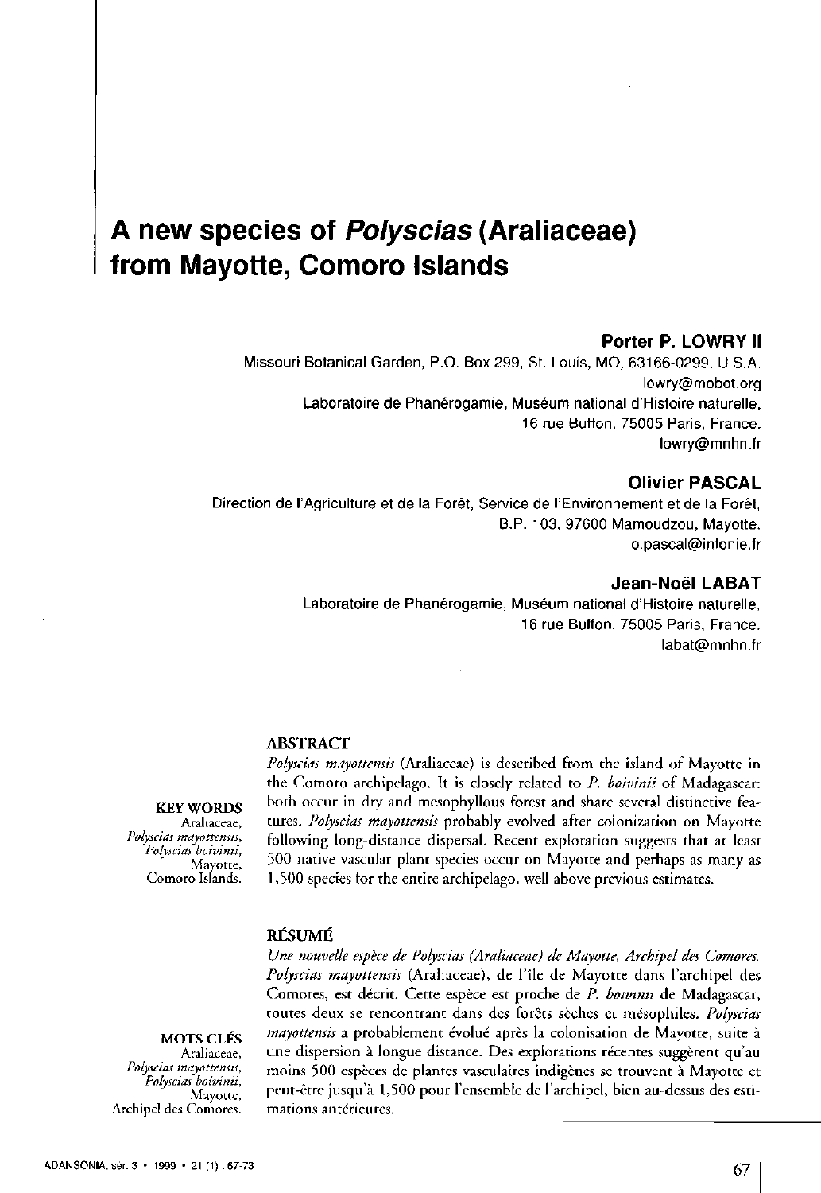# A new species of *Polyscias* (Araliaceae) from Mayotte, Comoro Islands

**Porter P. LOWRY II**
Missouri Botanical Garden, P.O. Box 299, St. Louis, MO, 63166-0299, U.S.A.
lowry@mobot.org
Laboratoire de Phanérogamie, Muséum national d'Histoire naturelle,
16 rue Buffon, 75005 Paris, France.
lowry@mnhn.fr

**Olivier PASCAL**
Direction de l'Agriculture et de la Forêt, Service de l'Environnement et de la Forêt,
B.P. 103, 97600 Mamoudzou, Mayotte.
o.pascal@infonie.fr

**Jean-Noël LABAT**
Laboratoire de Phanérogamie, Muséum national d'Histoire naturelle,
16 rue Buffon, 75005 Paris, France.
labat@mnhn.fr

**KEY WORDS**
Araliaceae,
*Polyscias mayottensis*,
*Polyscias boivinii*,
Mayotte,
Comoro Islands.

## ABSTRACT

*Polyscias mayottensis* (Araliaceae) is described from the island of Mayotte in the Comoro archipelago. It is closely related to *P. boivinii* of Madagascar: both occur in dry and mesophyllous forest and share several distinctive features. *Polyscias mayottensis* probably evolved after colonization on Mayotte following long-distance dispersal. Recent exploration suggests that at least 500 native vascular plant species occur on Mayotte and perhaps as many as 1,500 species for the entire archipelago, well above previous estimates.

**MOTS CLÉS**
Araliaceae,
*Polyscias mayottensis*,
*Polyscias boivinii*,
Mayotte,
Archipel des Comores.

## RÉSUMÉ

*Une nouvelle espèce de Polyscias (Araliaceae) de Mayotte, Archipel des Comores.* *Polyscias mayottensis* (Araliaceae), de l'île de Mayotte dans l'archipel des Comores, est décrit. Cette espèce est proche de *P. boivinii* de Madagascar, toutes deux se rencontrant dans des forêts sèches et mésophiles. *Polyscias mayottensis* a probablement évolué après la colonisation de Mayotte, suite à une dispersion à longue distance. Des explorations récentes suggèrent qu'au moins 500 espèces de plantes vasculaires indigènes se trouvent à Mayotte et peut-être jusqu'à 1,500 pour l'ensemble de l'archipel, bien au-dessus des estimations antérieures.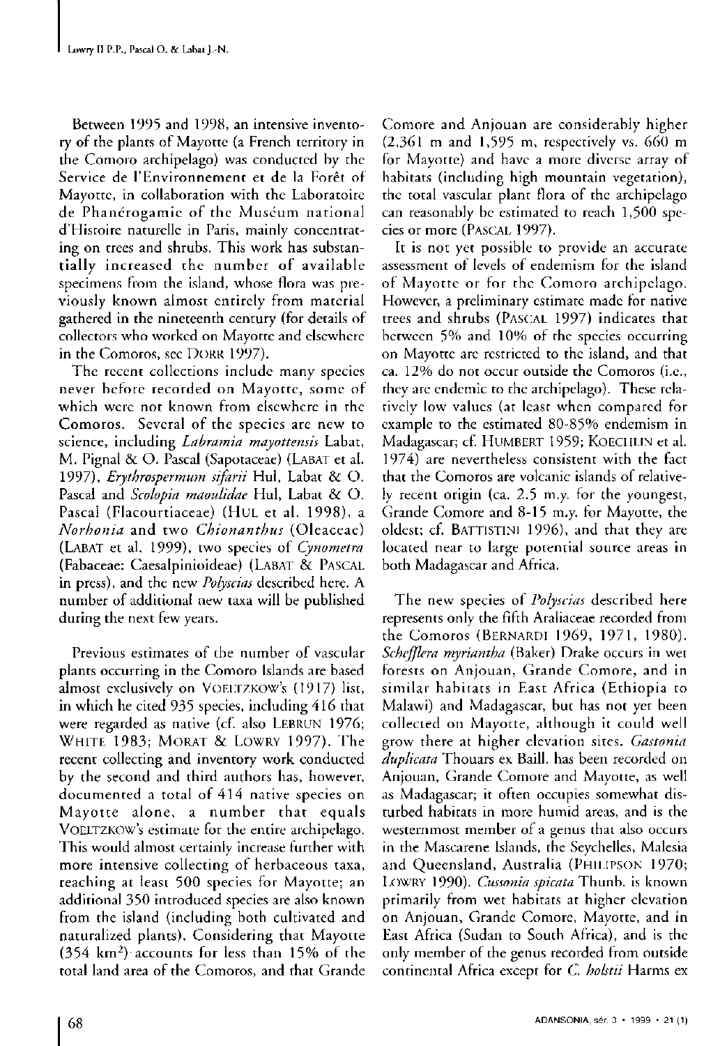Between 1995 and 1998, an intensive inventory of the plants of Mayotte (a French territory in the Comoro archipelago) was conducted by the Service de l'Environnement et de la Forêt of Mayotte, in collaboration with the Laboratoire de Phanérogamie of the Muséum national d'Histoire naturelle in Paris, mainly concentrating on trees and shrubs. This work has substantially increased the number of available specimens from the island, whose flora was previously known almost entirely from material gathered in the nineteenth century (for details of collectors who worked on Mayotte and elsewhere in the Comoros, see DORR 1997).

The recent collections include many species never before recorded on Mayotte, some of which were not known from elsewhere in the Comoros. Several of the species are new to science, including *Labramia mayottensis* Labat, M. Pignal & O. Pascal (Sapotaceae) (LABAT et al. 1997), *Erythrospermum sifarii* Hul, Labat & O. Pascal and *Scolopia maoulidae* Hul, Labat & O. Pascal (Flacourtiaceae) (HUL et al. 1998), a *Norhonia* and two *Chionanthus* (Oleaceae) (LABAT et al. 1999), two species of *Cynometra* (Fabaceae: Caesalpinioideae) (LABAT & PASCAL in press), and the new *Polyscias* described here. A number of additional new taxa will be published during the next few years.

Previous estimates of the number of vascular plants occurring in the Comoro Islands are based almost exclusively on VOELTZKOW's (1917) list, in which he cited 935 species, including 416 that were regarded as native (cf. also LEBRUN 1976; WHITE 1983; MORAT & LOWRY 1997). The recent collecting and inventory work conducted by the second and third authors has, however, documented a total of 414 native species on Mayotte alone, a number that equals VOELTZKOW's estimate for the entire archipelago. This would almost certainly increase further with more intensive collecting of herbaceous taxa, reaching at least 500 species for Mayotte; an additional 350 introduced species are also known from the island (including both cultivated and naturalized plants). Considering that Mayotte (354 km$^2$) accounts for less than 15% of the total land area of the Comoros, and that Grande Comore and Anjouan are considerably higher (2,361 m and 1,595 m, respectively vs. 660 m for Mayotte) and have a more diverse array of habitats (including high mountain vegetation), the total vascular plant flora of the archipelago can reasonably be estimated to reach 1,500 species or more (PASCAL 1997).

It is not yet possible to provide an accurate assessment of levels of endemism for the island of Mayotte or for the Comoro archipelago. However, a preliminary estimate made for native trees and shrubs (PASCAL 1997) indicates that between 5% and 10% of the species occurring on Mayotte are restricted to the island, and that ca. 12% do not occur outside the Comoros (i.e., they are endemic to the archipelago). These relatively low values (at least when compared for example to the estimated 80-85% endemism in Madagascar; cf. HUMBERT 1959; KOECHLIN et al. 1974) are nevertheless consistent with the fact that the Comoros are volcanic islands of relatively recent origin (ca. 2.5 m.y. for the youngest, Grande Comore and 8-15 m.y. for Mayotte, the oldest; cf. BATTISTINI 1996), and that they are located near to large potential source areas in both Madagascar and Africa.

The new species of *Polyscias* described here represents only the fifth Araliaceae recorded from the Comoros (BERNARDI 1969, 1971, 1980). *Schefflera myriantha* (Baker) Drake occurs in wet forests on Anjouan, Grande Comore, and in similar habitats in East Africa (Ethiopia to Malawi) and Madagascar, but has not yet been collected on Mayotte, although it could well grow there at higher elevation sites. *Gastonia duplicata* Thouars ex Baill. has been recorded on Anjouan, Grande Comore and Mayotte, as well as Madagascar; it often occupies somewhat disturbed habitats in more humid areas, and is the westernmost member of a genus that also occurs in the Mascarene Islands, the Seychelles, Malesia and Queensland, Australia (PHILIPSON 1970; LOWRY 1990). *Cussonia spicata* Thunb. is known primarily from wet habitats at higher elevation on Anjouan, Grande Comore, Mayotte, and in East Africa (Sudan to South Africa), and is the only member of the genus recorded from outside continental Africa except for *C. holstii* Harms ex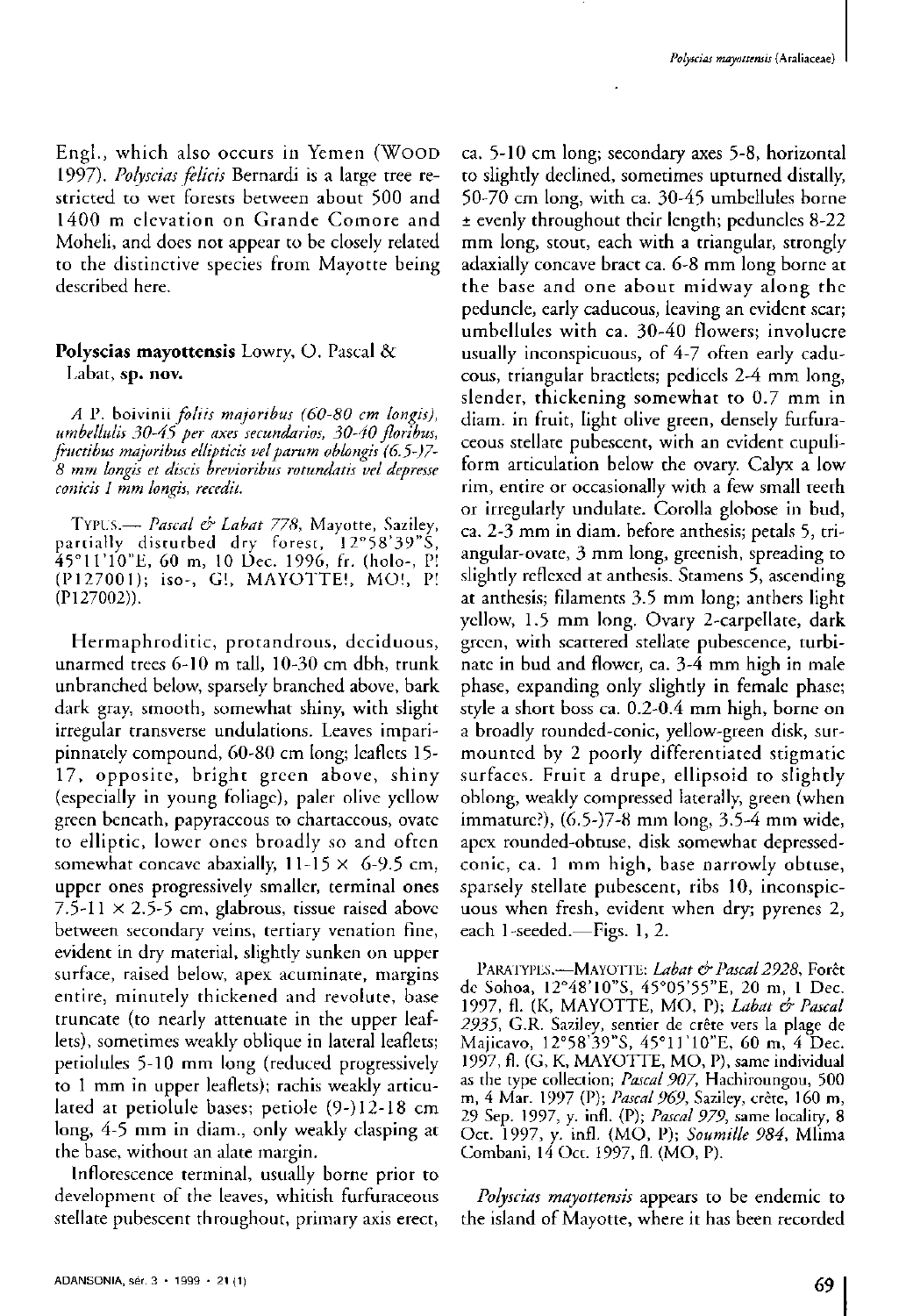Engl., which also occurs in Yemen (Wood 1997). *Polyscias felicis* Bernardi is a large tree restricted to wet forests between about 500 and 1400 m elevation on Grande Comore and Moheli, and does not appear to be closely related to the distinctive species from Mayotte being described here.

**Polyscias mayottensis** Lowry, O. Pascal & Labat, **sp. nov.**

*A P. boivinii folitis majoribus (60-80 cm longis), umbellulis 30-45 per axes secundarios, 30-40 floribus, fructibus majoribus ellipticis vel parum oblongis (6.5-)7-8 mm longis et discis brevioribus rotundatis vel depresse conicis 1 mm longis, recedit.*

Typus.— *Pascal & Labat 778*, Mayotte, Saziley, partially disturbed dry forest, 12°58'39"S, 45°11'10"E, 60 m, 10 Dec. 1996, fr. (holo-, P! (P127001); iso-, G!, MAYOTTE!, MO!, P! (P127002)).

Hermaphroditic, protandrous, deciduous, unarmed trees 6-10 m tall, 10-30 cm dbh, trunk unbranched below, sparsely branched above, bark dark gray, smooth, somewhat shiny, with slight irregular transverse undulations. Leaves imparipinnately compound, 60-80 cm long; leaflets 15-17, opposite, bright green above, shiny (especially in young foliage), paler olive yellow green beneath, papyraceous to chartaceous, ovate to elliptic, lower ones broadly so and often somewhat concave abaxially, 11-15 × 6-9.5 cm, upper ones progressively smaller, terminal ones 7.5-11 × 2.5-5 cm, glabrous, tissue raised above between secondary veins, tertiary venation fine, evident in dry material, slightly sunken on upper surface, raised below, apex acuminate, margins entire, minutely thickened and revolute, base truncate (to nearly attenuate in the upper leaflets), sometimes weakly oblique in lateral leaflets; petiolules 5-10 mm long (reduced progressively to 1 mm in upper leaflets); rachis weakly articulated at petiolule bases; petiole (9-)12-18 cm long, 4-5 mm in diam., only weakly clasping at the base, without an alate margin.

Inflorescence terminal, usually borne prior to development of the leaves, whitish furfuraceous stellate pubescent throughout, primary axis erect, ca. 5-10 cm long; secondary axes 5-8, horizontal to slightly declined, sometimes upturned distally, 50-70 cm long, with ca. 30-45 umbellules borne ± evenly throughout their length; peduncles 8-22 mm long, stout, each with a triangular, strongly adaxially concave bract ca. 6-8 mm long borne at the base and one about midway along the peduncle, early caducous, leaving an evident scar; umbellules with ca. 30-40 flowers; involucre usually inconspicuous, of 4-7 often early caducous, triangular bracteoles; pedicels 2-4 mm long, slender, thickening somewhat to 0.7 mm in diam. in fruit, light olive green, densely furfuraceous stellate pubescent, with an evident cupuliform articulation below the ovary. Calyx a low rim, entire or occasionally with a few small teeth or irregularly undulate. Corolla globose in bud, ca. 2-3 mm in diam. before anthesis; petals 5, triangular-ovate, 3 mm long, greenish, spreading to slightly reflexed at anthesis. Stamens 5, ascending at anthesis; filaments 3.5 mm long; anthers light yellow, 1.5 mm long. Ovary 2-carpellate, dark green, with scattered stellate pubescence, turbinate in bud and flower, ca. 3-4 mm high in male phase, expanding only slightly in female phase; style a short boss ca. 0.2-0.4 mm high, borne on a broadly rounded-conic, yellow-green disk, surmounted by 2 poorly differentiated stigmatic surfaces. Fruit a drupe, ellipsoid to slightly oblong, weakly compressed laterally, green (when immature?), (6.5-)7-8 mm long, 3.5-4 mm wide, apex rounded-obtuse, disk somewhat depressed-conic, ca. 1 mm high, base narrowly obtuse, sparsely stellate pubescent, ribs 10, inconspicuous when fresh, evident when dry; pyrenes 2, each 1-seeded.—Figs. 1, 2.

Paratypes.—Mayotte: *Labat & Pascal 2928*, Forêt de Sohoa, 12°48'10"S, 45°05'55"E, 20 m, 1 Dec. 1997, fl. (K, MAYOTTE, MO, P); *Labat & Pascal 2935*, G.R. Saziley, sentier de crête vers la plage de Majicavo, 12°58'39"S, 45°11'10"E, 60 m, 4 Dec. 1997, fl. (G, K, MAYOTTE, MO, P), same individual as the type collection; *Pascal 907*, Hachiroungou, 500 m, 4 Mar. 1997 (P); *Pascal 969*, Saziley, crête, 160 m, 29 Sep. 1997, y. infl. (P); *Pascal 979*, same locality, 8 Oct. 1997, y. infl. (MO, P); *Soumille 984*, Mlima Combani, 14 Oct. 1997, fl. (MO, P).

*Polyscias mayottensis* appears to be endemic to the island of Mayotte, where it has been recorded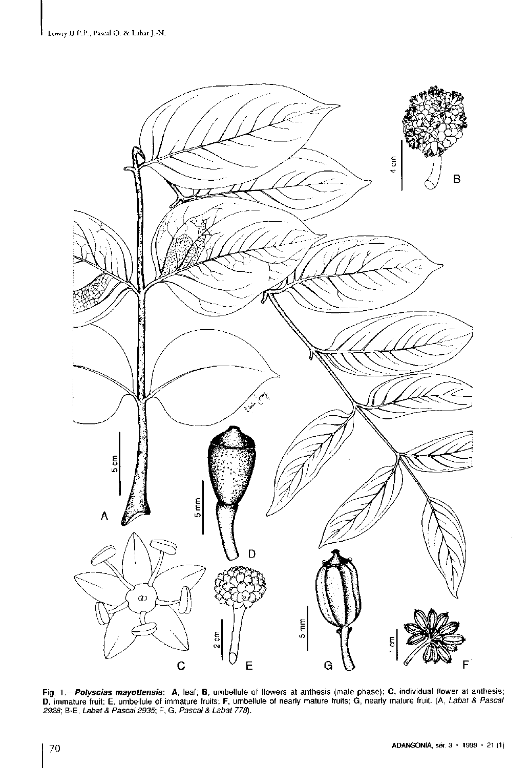Fig. 1.—***Polyscias mayottensis***: **A**, leaf; **B**, umbellule of flowers at anthesis (male phase); **C**, individual flower at anthesis; **D**, immature fruit; **E**, umbellule of immature fruits; **F**, umbellule of nearly mature fruits; **G**, nearly mature fruit. (A, *Labat & Pascal 2928*; B-E, *Labat & Pascal 2935*; F, G, *Pascal & Labat 778*).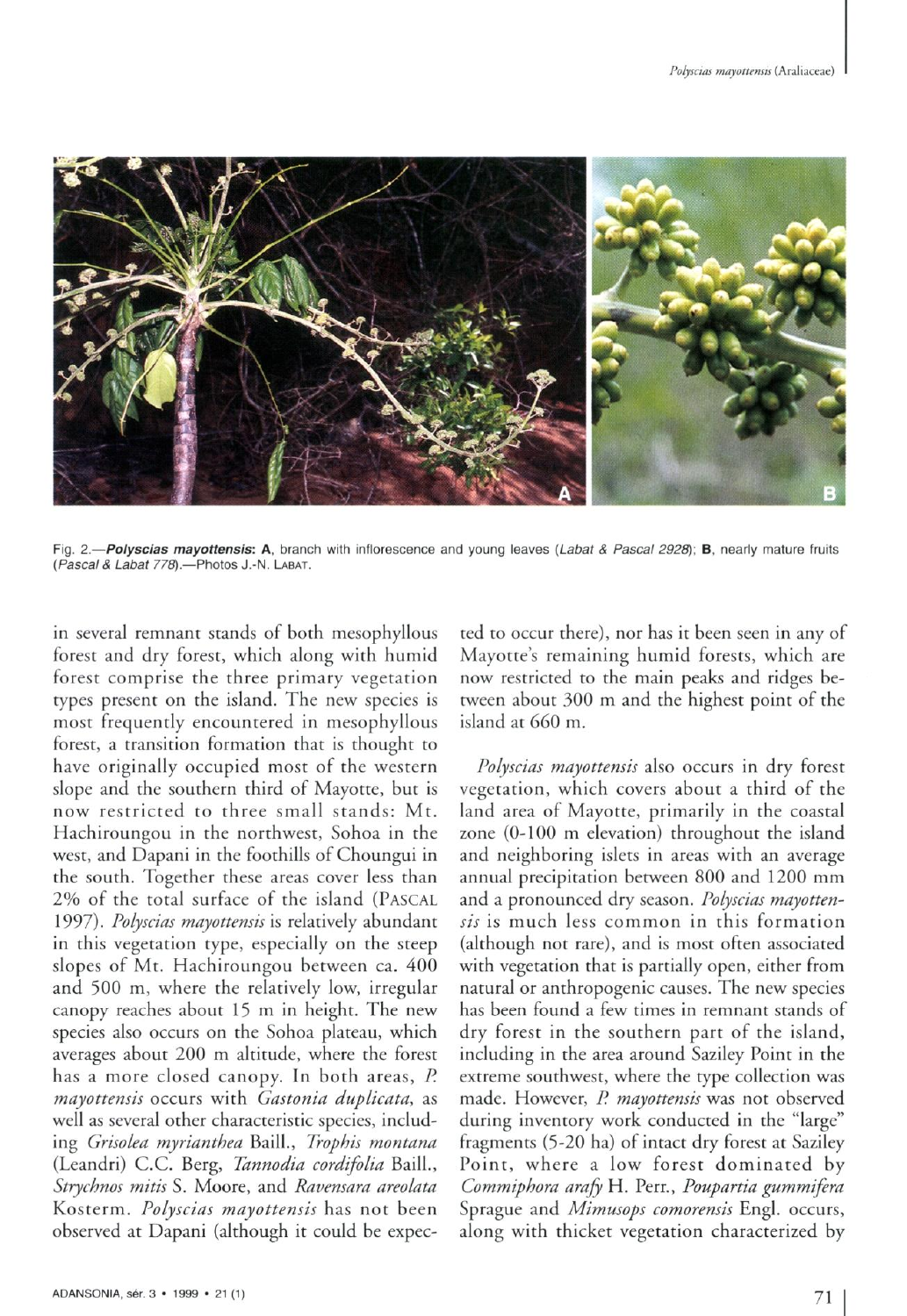Fig. 2.—***Polyscias mayottensis*: A**, branch with inflorescence and young leaves (*Labat & Pascal 2928*); **B**, nearly mature fruits (*Pascal & Labat 778*).—Photos J.-N. LABAT.

in several remnant stands of both mesophyllous forest and dry forest, which along with humid forest comprise the three primary vegetation types present on the island. The new species is most frequently encountered in mesophyllous forest, a transition formation that is thought to have originally occupied most of the western slope and the southern third of Mayotte, but is now restricted to three small stands: Mt. Hachiroungou in the northwest, Sohoa in the west, and Dapani in the foothills of Choungui in the south. Together these areas cover less than 2% of the total surface of the island (PASCAL 1997). *Polyscias mayottensis* is relatively abundant in this vegetation type, especially on the steep slopes of Mt. Hachiroungou between ca. 400 and 500 m, where the relatively low, irregular canopy reaches about 15 m in height. The new species also occurs on the Sohoa plateau, which averages about 200 m altitude, where the forest has a more closed canopy. In both areas, *P. mayottensis* occurs with *Gastonia duplicata*, as well as several other characteristic species, including *Grisolea myrianthea* Baill., *Trophis montana* (Leandri) C.C. Berg, *Tannodia cordifolia* Baill., *Strychnos mitis* S. Moore, and *Ravensara areolata* Kosterm. *Polyscias mayottensis* has not been observed at Dapani (although it could be expected to occur there), nor has it been seen in any of Mayotte's remaining humid forests, which are now restricted to the main peaks and ridges between about 300 m and the highest point of the island at 660 m.

*Polyscias mayottensis* also occurs in dry forest vegetation, which covers about a third of the land area of Mayotte, primarily in the coastal zone (0-100 m elevation) throughout the island and neighboring islets in areas with an average annual precipitation between 800 and 1200 mm and a pronounced dry season. *Polyscias mayottensis* is much less common in this formation (although not rare), and is most often associated with vegetation that is partially open, either from natural or anthropogenic causes. The new species has been found a few times in remnant stands of dry forest in the southern part of the island, including in the area around Saziley Point in the extreme southwest, where the type collection was made. However, *P. mayottensis* was not observed during inventory work conducted in the "large" fragments (5-20 ha) of intact dry forest at Saziley Point, where a low forest dominated by *Commiphora arafy* H. Perr., *Poupartia gummifera* Sprague and *Mimusops comorensis* Engl. occurs, along with thicket vegetation characterized by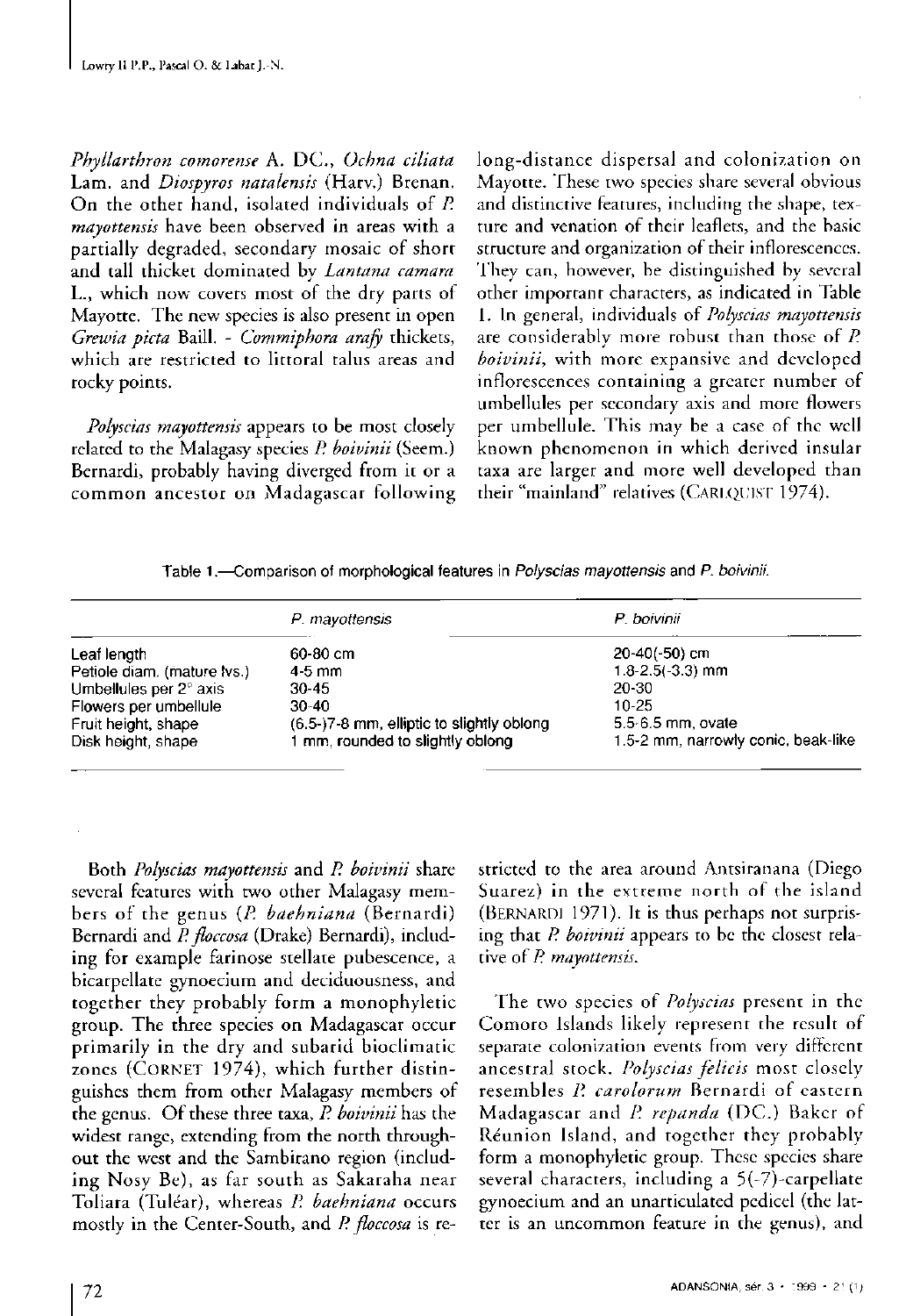*Phyllarthron comorense* A. DC., *Ochna ciliata* Lam. and *Diospyros natalensis* (Harv.) Brenan. On the other hand, isolated individuals of *P. mayottensis* have been observed in areas with a partially degraded, secondary mosaic of short and tall thicket dominated by *Lantana camara* L., which now covers most of the dry parts of Mayotte. The new species is also present in open *Grewia picta* Baill. - *Commiphora arafy* thickets, which are restricted to littoral talus areas and rocky points.

*Polyscias mayottensis* appears to be most closely related to the Malagasy species *P. boivinii* (Seem.) Bernardi, probably having diverged from it or a common ancestor on Madagascar following long-distance dispersal and colonization on Mayotte. These two species share several obvious and distinctive features, including the shape, texture and venation of their leaflets, and the basic structure and organization of their inflorescences. They can, however, be distinguished by several other important characters, as indicated in Table 1. In general, individuals of *Polyscias mayottensis* are considerably more robust than those of *P. boivinii*, with more expansive and developed inflorescences containing a greater number of umbellules per secondary axis and more flowers per umbellule. This may be a case of the well known phenomenon in which derived insular taxa are larger and more well developed than their "mainland" relatives (CARLQUIST 1974).

Table 1.—Comparison of morphological features in *Polyscias mayottensis* and *P. boivinii*.

| | *P. mayottensis* | *P. boivinii* |
|---|---|---|
| Leaf length | 60-80 cm | 20-40(-50) cm |
| Petiole diam. (mature lvs.) | 4-5 mm | 1.8-2.5(-3.3) mm |
| Umbellules per 2° axis | 30-45 | 20-30 |
| Flowers per umbellule | 30-40 | 10-25 |
| Fruit height, shape | (6.5-)7-8 mm, elliptic to slightly oblong | 5.5-6.5 mm, ovate |
| Disk height, shape | 1 mm, rounded to slightly oblong | 1.5-2 mm, narrowly conic, beak-like |

Both *Polyscias mayottensis* and *P. boivinii* share several features with two other Malagasy members of the genus (*P. baehniana* (Bernardi) Bernardi and *P. floccosa* (Drake) Bernardi), including for example farinose stellate pubescence, a bicarpellate gynoecium and deciduousness, and together they probably form a monophyletic group. The three species on Madagascar occur primarily in the dry and subarid bioclimatic zones (CORNET 1974), which further distinguishes them from other Malagasy members of the genus. Of these three taxa, *P. boivinii* has the widest range, extending from the north throughout the west and the Sambirano region (including Nosy Be), as far south as Sakaraha near Toliara (Tuléar), whereas *P. baehniana* occurs mostly in the Center-South, and *P. floccosa* is restricted to the area around Antsiranana (Diego Suarez) in the extreme north of the island (BERNARDI 1971). It is thus perhaps not surprising that *P. boivinii* appears to be the closest relative of *P. mayottensis*.

The two species of *Polyscias* present in the Comoro Islands likely represent the result of separate colonization events from very different ancestral stock. *Polyscias felicis* most closely resembles *P. carolorum* Bernardi of eastern Madagascar and *P. repanda* (DC.) Baker of Réunion Island, and together they probably form a monophyletic group. These species share several characters, including a 5(-7)-carpellate gynoecium and an unarticulated pedicel (the latter is an uncommon feature in the genus), and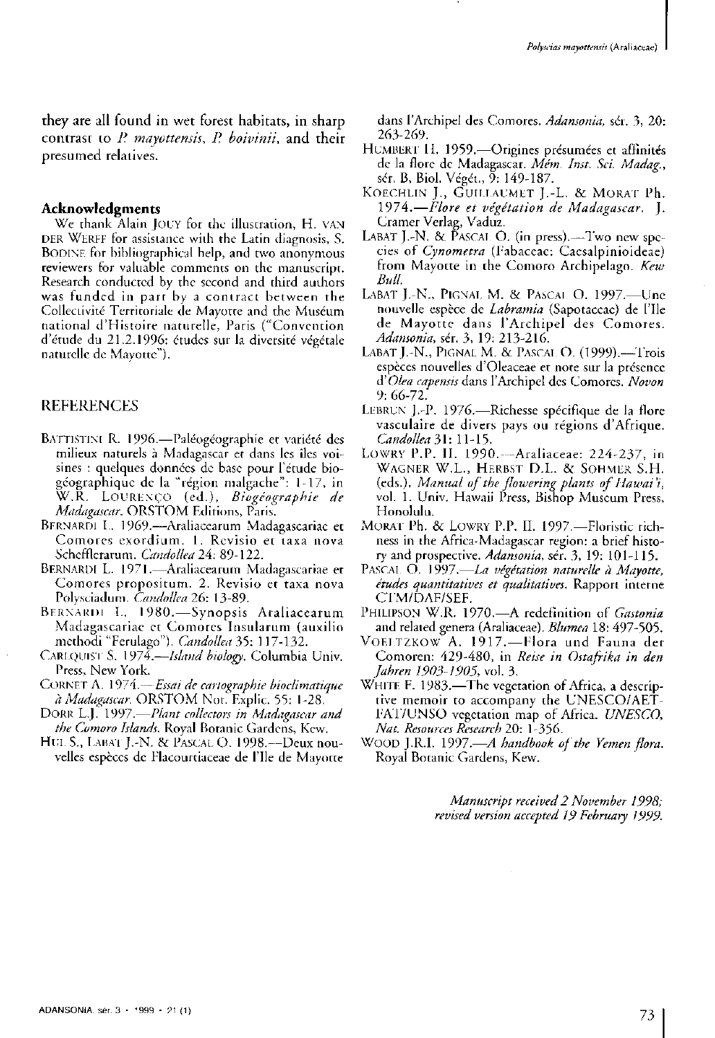they are all found in wet forest habitats, in sharp contrast to *P. mayottensis*, *P. boivinii*, and their presumed relatives.

### Acknowledgments

We thank Alain Jouy for the illustration, H. van der Werff for assistance with the Latin diagnosis, S. Bodine for bibliographical help, and two anonymous reviewers for valuable comments on the manuscript. Research conducted by the second and third authors was funded in part by a contract between the Collectivité Territoriale de Mayotte and the Muséum national d'Histoire naturelle, Paris ("Convention d'étude du 21.2.1996: études sur la diversité végétale naturelle de Mayotte").

## REFERENCES

Battistini R. 1996.—Paléogéographie et variété des milieux naturels à Madagascar et dans les îles voisines : quelques données de base pour l'étude biogéographique de la "région malgache": 1-17, in W.R. Lourenço (ed.), *Biogéographie de Madagascar*. ORSTOM Editions, Paris.

Bernardi L. 1969.—Araliacearum Madagascariae et Comores exordium. 1. Revisio et taxa nova Schefflerarum. *Candollea* 24: 89-122.

Bernardi L. 1971.—Araliacearum Madagascariae et Comores propositum. 2. Revisio et taxa nova Polysciadum. *Candollea* 26: 13-89.

Bernardi L. 1980.—Synopsis Araliacearum Madagascariae et Comores Insularum (auxilio methodi "Ferulago"). *Candollea* 35: 117-132.

Carlquist S. 1974.—*Island biology*. Columbia Univ. Press, New York.

Cornet A. 1974.—*Essai de cartographie bioclimatique à Madagascar*. ORSTOM Not. Explic. 55: 1-28.

Dorr L.J. 1997.—*Plant collectors in Madagascar and the Comoro Islands*. Royal Botanic Gardens, Kew.

Hul S., Labat J.-N. & Pascal O. 1998.—Deux nouvelles espèces de Flacourtiaceae de l'Ile de Mayotte dans l'Archipel des Comores. *Adansonia*, sér. 3, 20: 263-269.

Humbert H. 1959.—Origines présumées et affinités de la flore de Madagascar. *Mém. Inst. Sci. Madag.*, sér. B, Biol. Végét., 9: 149-187.

Koechlin J., Guillaumet J.-L. & Morat Ph. 1974.—*Flore et végétation de Madagascar*. J. Cramer Verlag, Vaduz.

Labat J.-N. & Pascal O. (in press).—Two new species of *Cynometra* (Fabaceae: Caesalpinioideae) from Mayotte in the Comoro Archipelago. *Kew Bull.*

Labat J.-N., Pignal M. & Pascal O. 1997.—Une nouvelle espèce de *Labramia* (Sapotaceae) de l'Ile de Mayotte dans l'Archipel des Comores. *Adansonia*, sér. 3, 19: 213-216.

Labat J.-N., Pignal M. & Pascal O. (1999).—Trois espèces nouvelles d'Oleaceae et note sur la présence d'*Olea capensis* dans l'Archipel des Comores. *Novon* 9: 66-72.

Lebrun J.-P. 1976.—Richesse spécifique de la flore vasculaire de divers pays ou régions d'Afrique. *Candollea* 31: 11-15.

Lowry P.P. II. 1990.—Araliaceae: 224-237, in Wagner W.L., Herbst D.L. & Sohmer S.H. (eds.), *Manual of the flowering plants of Hawai'i*, vol. 1. Univ. Hawaii Press, Bishop Museum Press, Honolulu.

Morat Ph. & Lowry P.P. II. 1997.—Floristic richness in the Africa-Madagascar region: a brief history and prospective. *Adansonia*, sér. 3, 19: 101-115.

Pascal O. 1997.—*La végétation naturelle à Mayotte, études quantitatives et qualitatives*. Rapport interne CTM/DAF/SEF.

Philipson W.R. 1970.—A redefinition of *Gastonia* and related genera (Araliaceae). *Blumea* 18: 497-505.

Voeltzkow A. 1917.—Flora und Fauna der Comoren: 429-480, in *Reise in Ostafrika in den Jahren 1903-1905*, vol. 3.

White F. 1983.—The vegetation of Africa, a descriptive memoir to accompany the UNESCO/AETFAT/UNSO vegetation map of Africa. *UNESCO, Nat. Resources Research* 20: 1-356.

Wood J.R.I. 1997.—*A handbook of the Yemen flora*. Royal Botanic Gardens, Kew.

*Manuscript received 2 November 1998; revised version accepted 19 February 1999.*